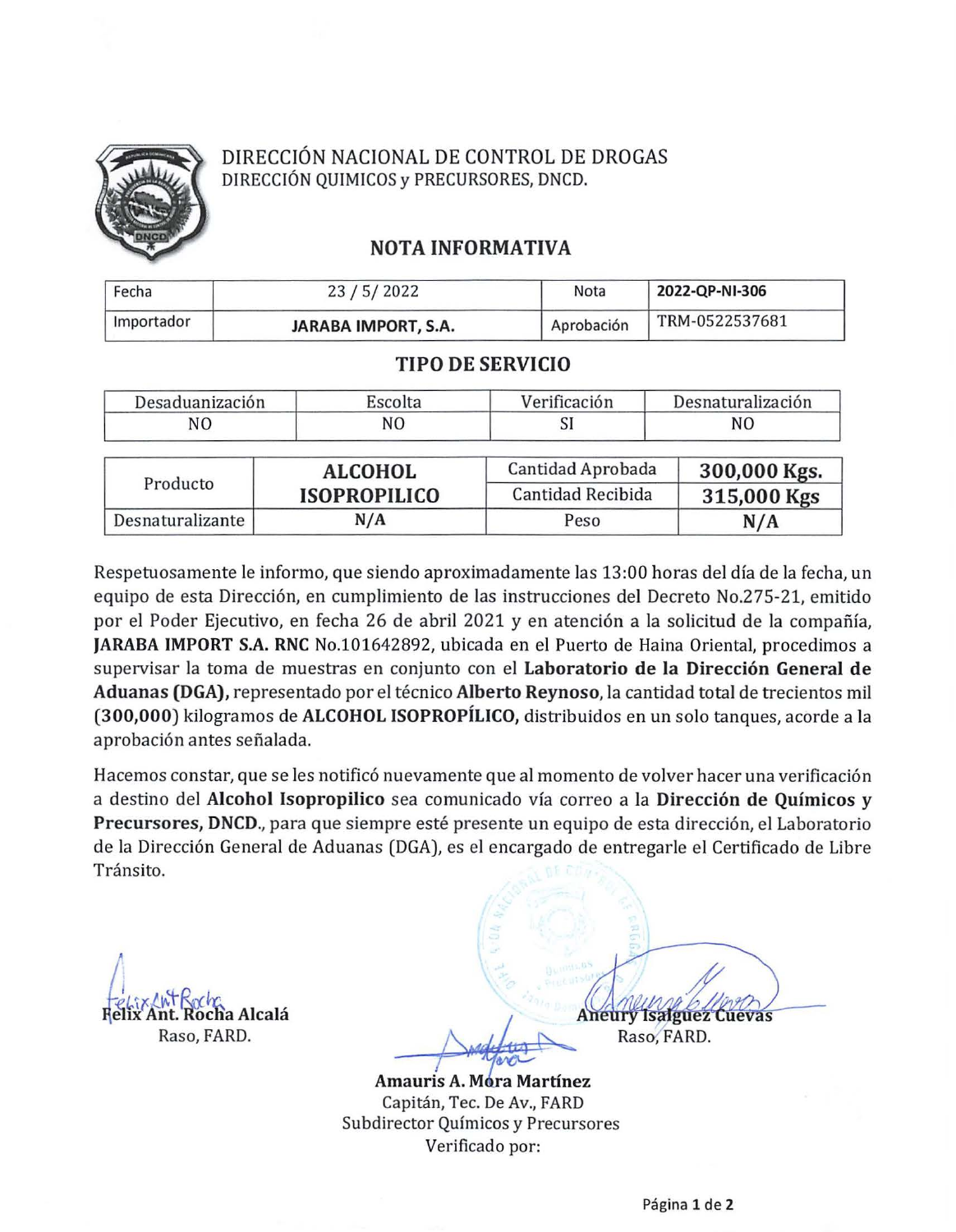DIRECCIÓN NACIONAL DE CONTROL DE DROGAS
DIRECCIÓN QUIMICOS y PRECURSORES, DNCD.

## NOTA INFORMATIVA

| Fecha | 23 / 5/ 2022 | Nota | **2022-QP-NI-306** |
|---|---|---|---|
| Importador | **JARABA IMPORT, S.A.** | Aprobación | TRM-0522537681 |

## TIPO DE SERVICIO

| Desaduanización | Escolta | Verificación | Desnaturalización |
|---|---|---|---|
| NO | NO | SI | NO |

| Producto | **ALCOHOL ISOPROPILICO** | Cantidad Aprobada | **300,000 Kgs.** |
|---|---|---|---|
| | | Cantidad Recibida | **315,000 Kgs** |
| Desnaturalizante | **N/A** | Peso | **N/A** |

Respetuosamente le informo, que siendo aproximadamente las 13:00 horas del día de la fecha, un equipo de esta Dirección, en cumplimiento de las instrucciones del Decreto No.275-21, emitido por el Poder Ejecutivo, en fecha 26 de abril 2021 y en atención a la solicitud de la compañía, **JARABA IMPORT S.A. RNC** No.101642892, ubicada en el Puerto de Haina Oriental, procedimos a supervisar la toma de muestras en conjunto con el **Laboratorio de la Dirección General de Aduanas (DGA),** representado por el técnico **Alberto Reynoso,** la cantidad total de trecientos mil **(300,000)** kilogramos de **ALCOHOL ISOPROPÍLICO,** distribuidos en un solo tanques, acorde a la aprobación antes señalada.

Hacemos constar, que se les notificó nuevamente que al momento de volver hacer una verificación a destino del **Alcohol Isopropilico** sea comunicado vía correo a la **Dirección de Químicos y Precursores, DNCD.**, para que siempre esté presente un equipo de esta dirección, el Laboratorio de la Dirección General de Aduanas (DGA), es el encargado de entregarle el Certificado de Libre Tránsito.

**Felix Ant. Rocha Alcalá**
Raso, FARD.

**Aneury Isalguez Cuevas**
Raso, FARD.

**Amauris A. Mora Martínez**
Capitán, Tec. De Av., FARD
Subdirector Químicos y Precursores
Verificado por: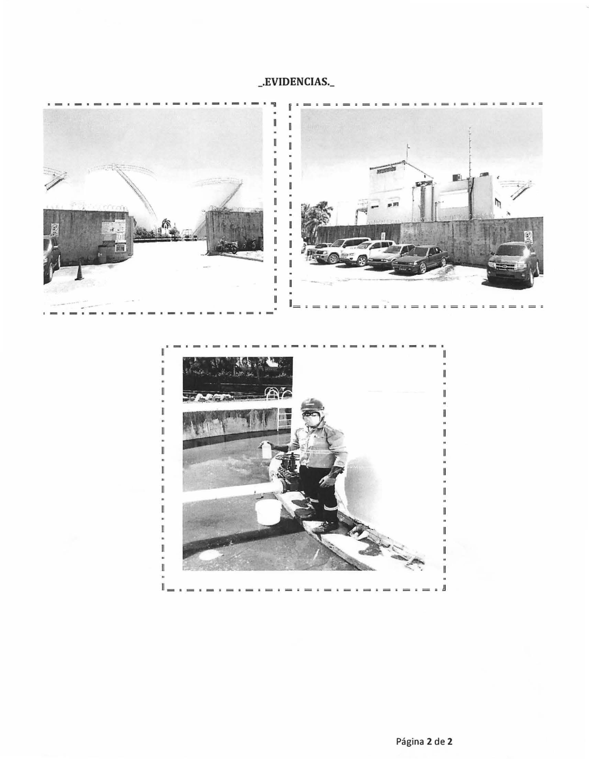# _.EVIDENCIAS._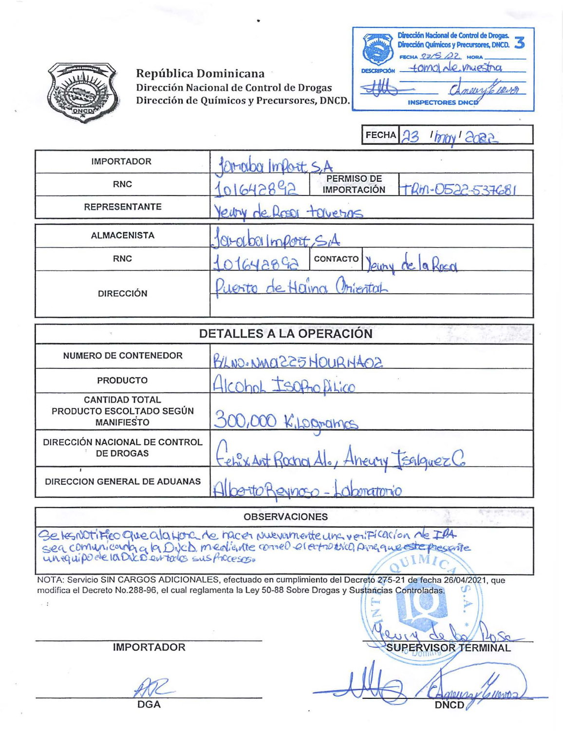República Dominicana
Dirección Nacional de Control de Drogas
Dirección de Químicos y Precursores, DNCD.

Dirección Nacional de Control de Drogas.
Dirección Químicos y Precursores, DNCD.
FECHA 23/5/22 HORA
DESCRIPCIÓN toma de muestra
INSPECTORES DNCD

FECHA 23 / may / 2022

| | | | |
|---|---|---|---|
| IMPORTADOR | Jaraba Import, S.A | | |
| RNC | 101642892 | PERMISO DE IMPORTACIÓN | TRM-0522-537681 |
| REPRESENTANTE | Yeury de Rosa taveras | | |

| | | | |
|---|---|---|---|
| ALMACENISTA | Jaraba Import, S.A | | |
| RNC | 101642892 | CONTACTO | Yeury de la Rosa |
| DIRECCIÓN | Puerto de Haina Oriental | | |

| DETALLES A LA OPERACIÓN | |
|---|---|
| NUMERO DE CONTENEDOR | B/L NO. NMQ225HOURHA02 |
| PRODUCTO | Alcohol Isopropilico |
| CANTIDAD TOTAL PRODUCTO ESCOLTADO SEGÚN MANIFIESTO | 300,000 Kilogramos |
| DIRECCIÓN NACIONAL DE CONTROL DE DROGAS | Felix Ant Rocha Al., Aneury Isalguez C. |
| DIRECCION GENERAL DE ADUANAS | Alberto Reynoso - Laboratorio |

**OBSERVACIONES**

Se les notifico que a la hora de hacer nuevamente una verificación de IPA sea comunicada a la DNCD mediante correo electrónico para que este presente un equipo de la DNCD en todos sus procesos.

NOTA: Servicio SIN CARGOS ADICIONALES, efectuado en cumplimiento del Decreto 275-21 de fecha 26/04/2021, que modifica el Decreto No.288-96, el cual reglamenta la Ley 50-88 Sobre Drogas y Sustancias Controladas.

IMPORTADOR

SUPERVISOR TERMINAL

DGA

DNCD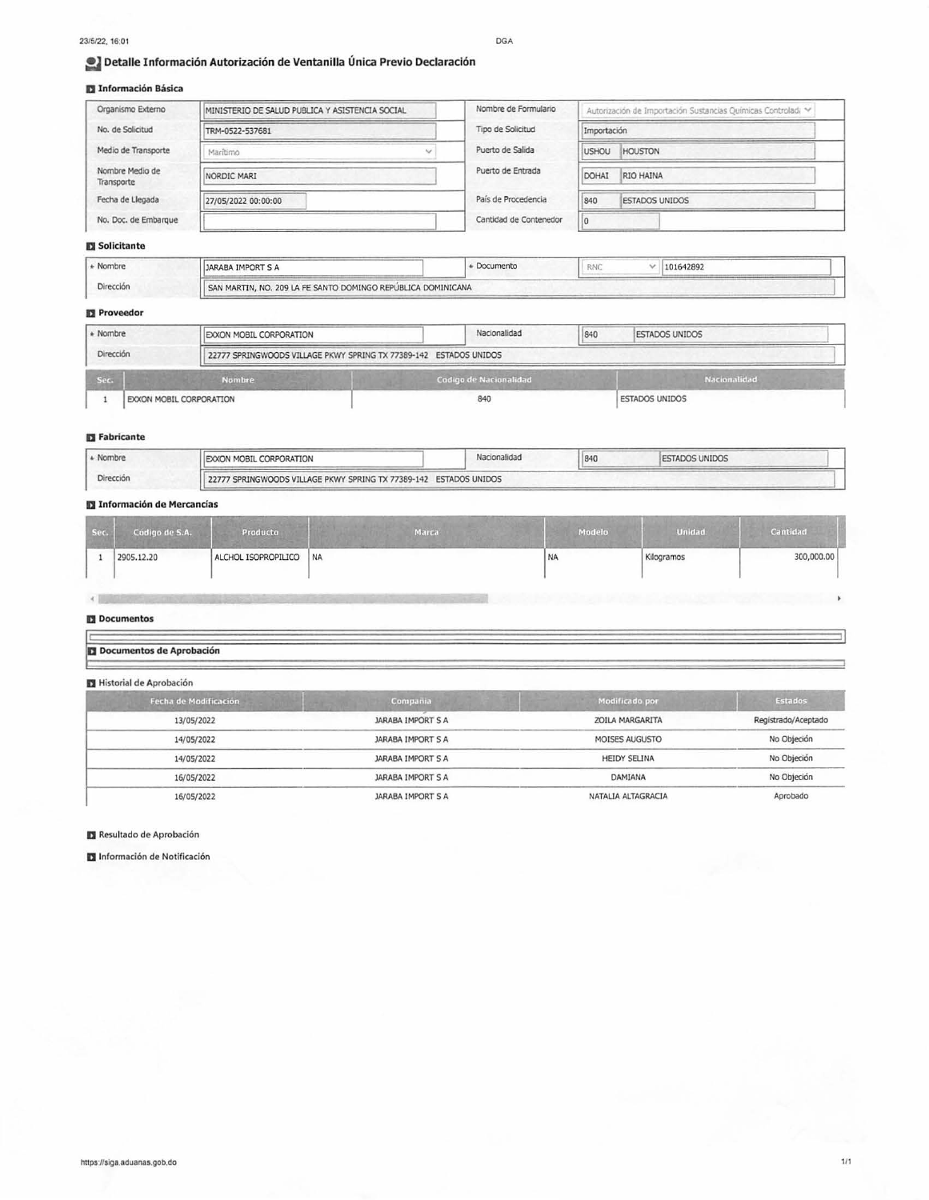## Detalle Información Autorización de Ventanilla Única Previo Declaración

### Información Básica

| | | | |
|---|---|---|---|
| Organismo Externo | MINISTERIO DE SALUD PUBLICA Y ASISTENCIA SOCIAL | Nombre de Formulario | Autorización de Importación Sustancias Químicas Controlad |
| No. de Solicitud | TRM-0522-537681 | Tipo de Solicitud | Importación |
| Medio de Transporte | Marítimo | Puerto de Salida | USHOU HOUSTON |
| Nombre Medio de Transporte | NORDIC MARI | Puerto de Entrada | DOHAI RIO HAINA |
| Fecha de Llegada | 27/05/2022 00:00:00 | País de Procedencia | 840 ESTADOS UNIDOS |
| No. Doc. de Embarque | | Cantidad de Contenedor | 0 |

### Solicitante

| | | | |
|---|---|---|---|
| + Nombre | JARABA IMPORT S A | + Documento | RNC 101642892 |
| Dirección | SAN MARTIN, NO. 209 LA FE SANTO DOMINGO REPÚBLICA DOMINICANA | | |

### Proveedor

| | | | |
|---|---|---|---|
| + Nombre | EXXON MOBIL CORPORATION | Nacionalidad | 840 ESTADOS UNIDOS |
| Dirección | 22777 SPRINGWOODS VILLAGE PKWY SPRING TX 77389-142 ESTADOS UNIDOS | | |

| Sec. | Nombre | Codigo de Nacionalidad | Nacionalidad |
|---|---|---|---|
| 1 | EXXON MOBIL CORPORATION | 840 | ESTADOS UNIDOS |

### Fabricante

| | | | |
|---|---|---|---|
| + Nombre | EXXON MOBIL CORPORATION | Nacionalidad | 840 ESTADOS UNIDOS |
| Dirección | 22777 SPRINGWOODS VILLAGE PKWY SPRING TX 77389-142 ESTADOS UNIDOS | | |

### Información de Mercancías

| Sec. | Codigo de S.A. | Producto | Marca | Modelo | Unidad | Cantidad |
|---|---|---|---|---|---|---|
| 1 | 2905.12.20 | ALCHOL ISOPROPILICO | NA | NA | Kilogramos | 300,000.00 |

### Documentos

### Documentos de Aprobación

### Historial de Aprobación

| Fecha de Modificación | Compañia | Modificado por | Estados |
|---|---|---|---|
| 13/05/2022 | JARABA IMPORT S A | ZOILA MARGARITA | Registrado/Aceptado |
| 14/05/2022 | JARABA IMPORT S A | MOISES AUGUSTO | No Objeción |
| 14/05/2022 | JARABA IMPORT S A | HEIDY SELINA | No Objeción |
| 16/05/2022 | JARABA IMPORT S A | DAMIANA | No Objeción |
| 16/05/2022 | JARABA IMPORT S A | NATALIA ALTAGRACIA | Aprobado |

### Resultado de Aprobación

### Información de Notificación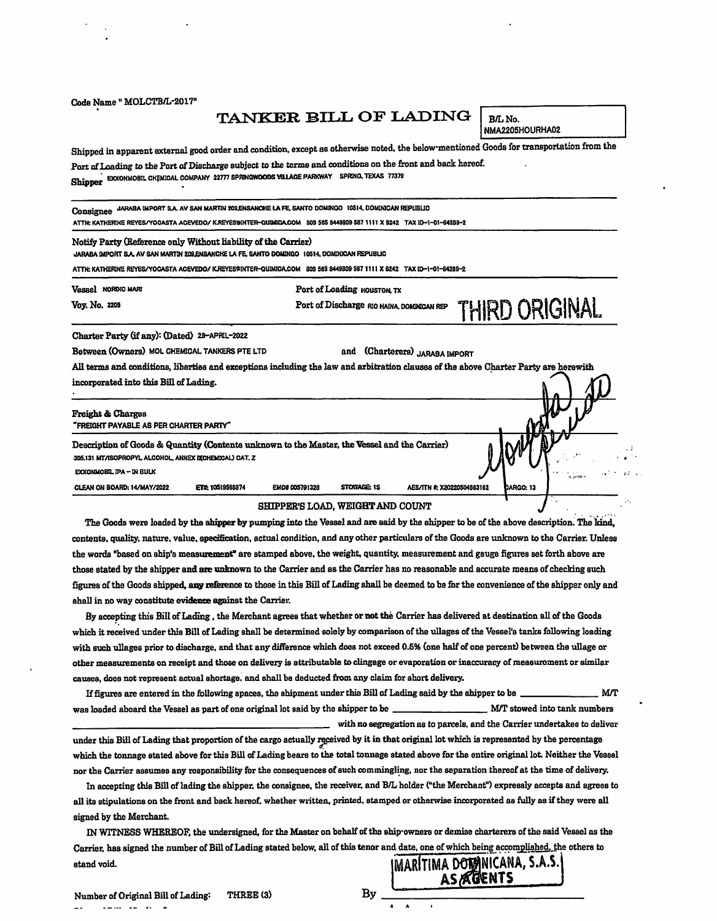Code Name " MOLCTB/L-2017"

# TANKER BILL OF LADING

B/L No.
NMA2205HOURHA02

Shipped in apparent external good order and condition, except as otherwise noted, the below-mentioned Goods for transportation from the Port of Loading to the Port of Discharge subject to the terms and conditions on the front and back hereof.

**Shipper** EXXONMOBIL CHEMICAL COMPANY 22777 SPRINGWOODS VILLAGE PARKWAY SPRING, TEXAS 77379

**Consignee** JARABA IMPORT S.A. AV SAN MARTIN 209,ENSANCHE LA FE, SANTO DOMINGO 10514, DOMINICAN REPUBLIC
ATTN: KATHERINE REYES/YOCASTA ACEVEDO/ K.REYES@INTER-QUIMICA.COM 809 565 8449809 587 1111 X 8242 TAX ID-1-01-64289-2

**Notify Party (Reference only Without liability of the Carrier)**
JARABA IMPORT S.A. AV SAN MARTIN 209,ENSANCHE LA FE, SANTO DOMINGO 10514, DOMINICAN REPUBLIC
ATTN: KATHERINE REYES/YOCASTA ACEVEDO/ K.REYES@INTER-QUIMICA.COM 809 565 8449809 587 1111 X 8242 TAX ID-1-01-64289-2

**Vessel** NORDIC MARI | **Port of Loading** HOUSTON, TX

**Voy. No.** 2205 | **Port of Discharge** RIO HAINA, DOMINICAN REP

THIRD ORIGINAL

**Charter Party (if any): (Dated)** 29-APRIL-2022

**Between (Owners)** MOL CHEMICAL TANKERS PTE LTD and **(Charterers)** JARABA IMPORT

All terms and conditions, liberties and exceptions including the law and arbitration clauses of the above Charter Party are herewith incorporated into this Bill of Lading.

**Freight & Charges**
"FREIGHT PAYABLE AS PER CHARTER PARTY"

**Description of Goods & Quantity (Contents unknown to the Master, the Vessel and the Carrier)**
305.131 MT/ISOPROPYL ALCOHOL, ANNEX II(CHEMICAL) CAT. Z
EXXONMOBIL IPA - IN BULK
CLEAN ON BOARD: 14/MAY/2022 ETS: 10519568374 EMO# 005791328 STOWAGE: 1S AES/ITN #: X20220504563162 CARGO: 13

## SHIPPER'S LOAD, WEIGHT AND COUNT

The Goods were loaded by the shipper by pumping into the Vessel and are said by the shipper to be of the above description. The kind, contents, quality, nature, value, specification, actual condition, and any other particulars of the Goods are unknown to the Carrier. Unless the words "based on ship's measurement" are stamped above, the weight, quantity, measurement and gauge figures set forth above are those stated by the shipper and are unknown to the Carrier and as the Carrier has no reasonable and accurate means of checking such figures of the Goods shipped, any reference to those in this Bill of Lading shall be deemed to be for the convenience of the shipper only and shall in no way constitute evidence against the Carrier.

By accepting this Bill of Lading , the Merchant agrees that whether or not the Carrier has delivered at destination all of the Goods which it received under this Bill of Lading shall be determined solely by comparison of the ullages of the Vessel's tanks following loading with such ullages prior to discharge, and that any difference which does not exceed 0.5% (one half of one percent) between the ullage or other measurements on receipt and those on delivery is attributable to clingage or evaporation or inaccuracy of measurement or similar causes, does not represent actual shortage, and shall be deducted from any claim for short delivery.

If figures are entered in the following spaces, the shipment under this Bill of Lading said by the shipper to be ______________ M/T was loaded aboard the Vessel as part of one original lot said by the shipper to be ______________ M/T stowed into tank numbers ______________ with no segregation as to parcels, and the Carrier undertakes to deliver under this Bill of Lading that proportion of the cargo actually received by it in that original lot which is represented by the percentage which the tonnage stated above for this Bill of Lading bears to the total tonnage stated above for the entire original lot. Neither the Vessel nor the Carrier assumes any responsibility for the consequences of such commingling, nor the separation thereof at the time of delivery.

In accepting this Bill of lading the shipper, the consignee, the receiver, and B/L holder ("the Merchant") expressly accepts and agrees to all its stipulations on the front and back hereof, whether written, printed, stamped or otherwise incorporated as fully as if they were all signed by the Merchant.

IN WITNESS WHEREOF, the undersigned, for the Master on behalf of the ship-owners or demise charterers of the said Vessel as the Carrier, has signed the number of Bill of Lading stated below, all of this tenor and date, one of which being accomplished, the others to stand void.

MARITIMA DOMINICANA, S.A.S.
AS AGENTS

Number of Original Bill of Lading: THREE (3) By ______________